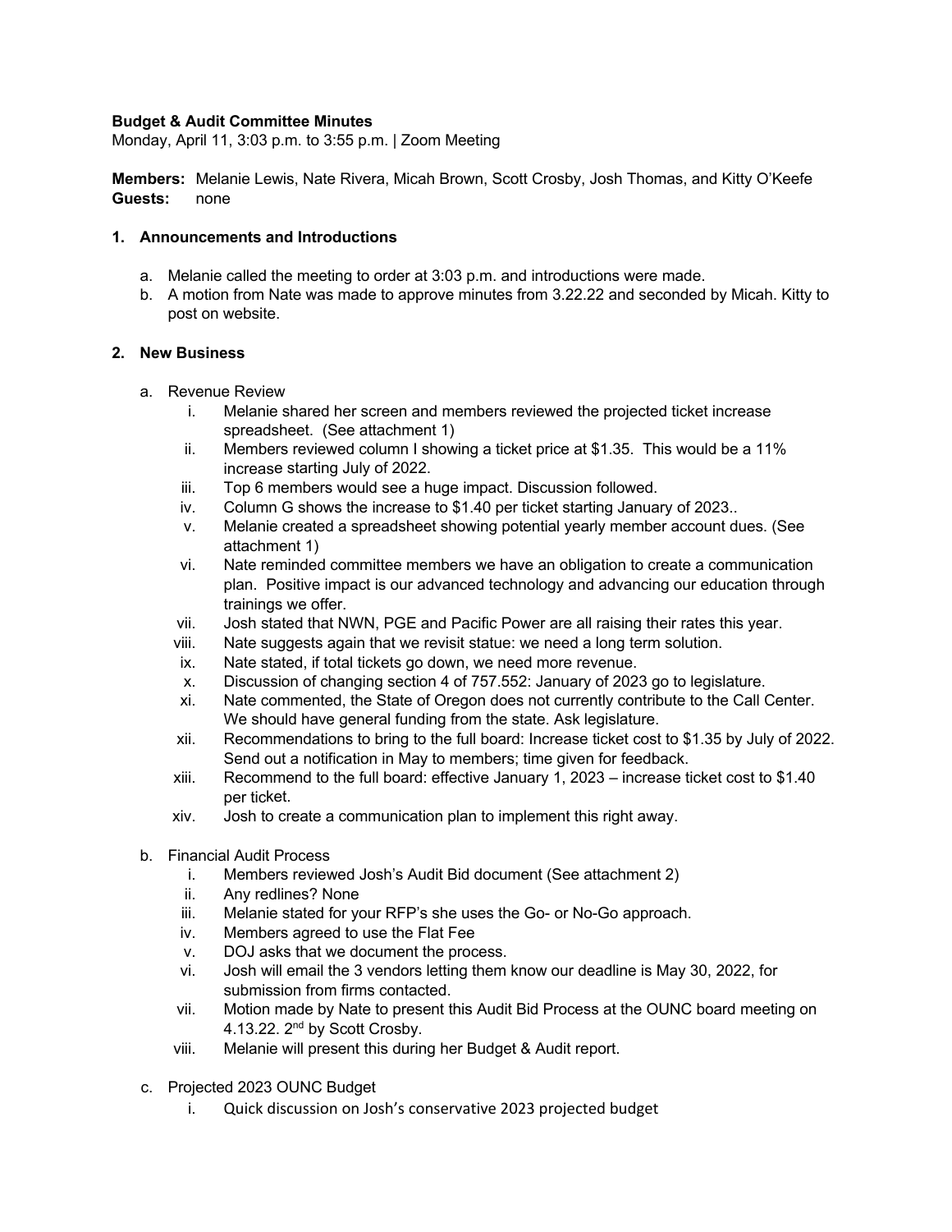**Budget & Audit Committee Minutes**
Monday, April 11, 3:03 p.m. to 3:55 p.m. | Zoom Meeting

**Members:** Melanie Lewis, Nate Rivera, Micah Brown, Scott Crosby, Josh Thomas, and Kitty O'Keefe
**Guests:** none

**1. Announcements and Introductions**

a. Melanie called the meeting to order at 3:03 p.m. and introductions were made.
b. A motion from Nate was made to approve minutes from 3.22.22 and seconded by Micah. Kitty to post on website.

**2. New Business**

a. Revenue Review
   i. Melanie shared her screen and members reviewed the projected ticket increase spreadsheet. (See attachment 1)
   ii. Members reviewed column I showing a ticket price at $1.35. This would be a 11% increase starting July of 2022.
   iii. Top 6 members would see a huge impact. Discussion followed.
   iv. Column G shows the increase to $1.40 per ticket starting January of 2023..
   v. Melanie created a spreadsheet showing potential yearly member account dues. (See attachment 1)
   vi. Nate reminded committee members we have an obligation to create a communication plan. Positive impact is our advanced technology and advancing our education through trainings we offer.
   vii. Josh stated that NWN, PGE and Pacific Power are all raising their rates this year.
   viii. Nate suggests again that we revisit statue: we need a long term solution.
   ix. Nate stated, if total tickets go down, we need more revenue.
   x. Discussion of changing section 4 of 757.552: January of 2023 go to legislature.
   xi. Nate commented, the State of Oregon does not currently contribute to the Call Center. We should have general funding from the state. Ask legislature.
   xii. Recommendations to bring to the full board: Increase ticket cost to $1.35 by July of 2022. Send out a notification in May to members; time given for feedback.
   xiii. Recommend to the full board: effective January 1, 2023 – increase ticket cost to $1.40 per ticket.
   xiv. Josh to create a communication plan to implement this right away.

b. Financial Audit Process
   i. Members reviewed Josh's Audit Bid document (See attachment 2)
   ii. Any redlines? None
   iii. Melanie stated for your RFP's she uses the Go- or No-Go approach.
   iv. Members agreed to use the Flat Fee
   v. DOJ asks that we document the process.
   vi. Josh will email the 3 vendors letting them know our deadline is May 30, 2022, for submission from firms contacted.
   vii. Motion made by Nate to present this Audit Bid Process at the OUNC board meeting on 4.13.22. 2nd by Scott Crosby.
   viii. Melanie will present this during her Budget & Audit report.

c. Projected 2023 OUNC Budget
   i. Quick discussion on Josh's conservative 2023 projected budget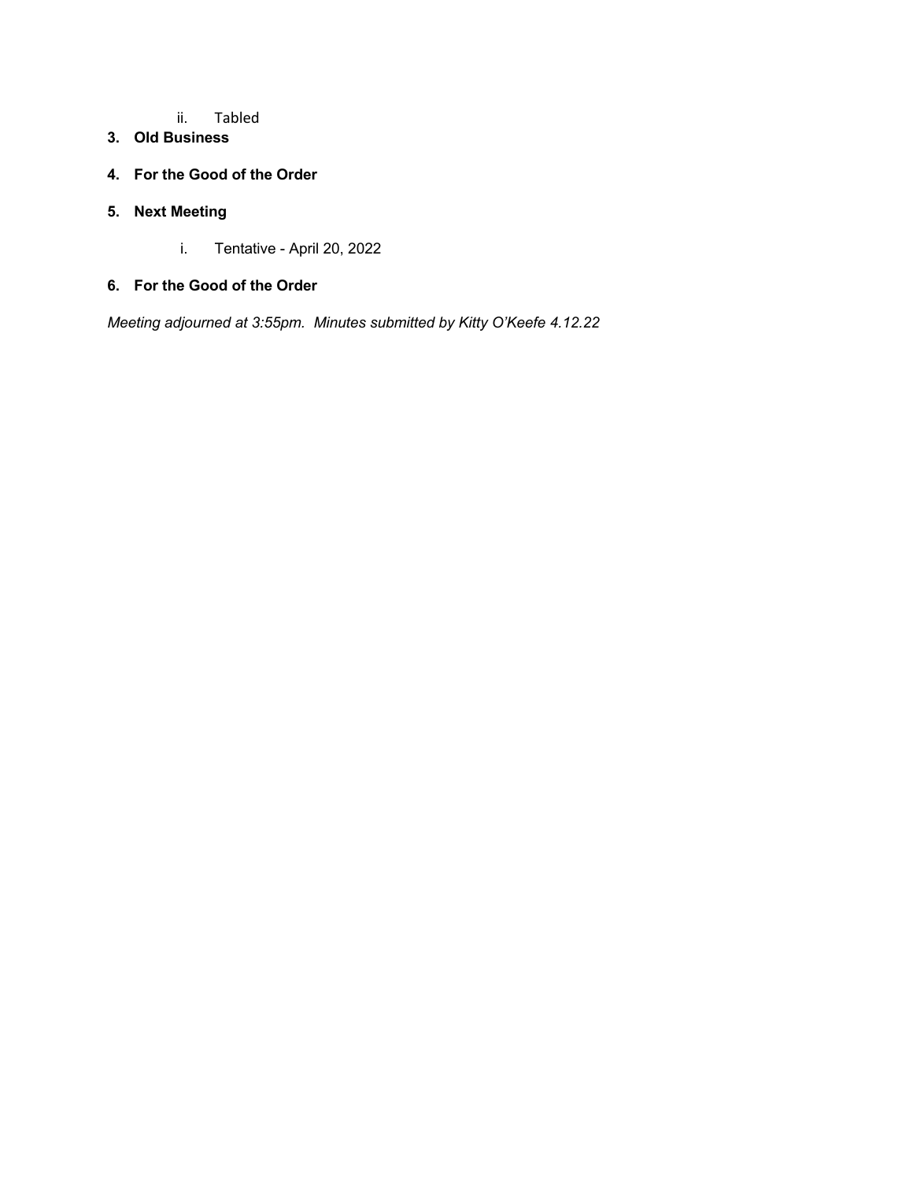ii. Tabled

**3. Old Business**

**4. For the Good of the Order**

**5. Next Meeting**

i. Tentative - April 20, 2022

**6. For the Good of the Order**

*Meeting adjourned at 3:55pm. Minutes submitted by Kitty O'Keefe 4.12.22*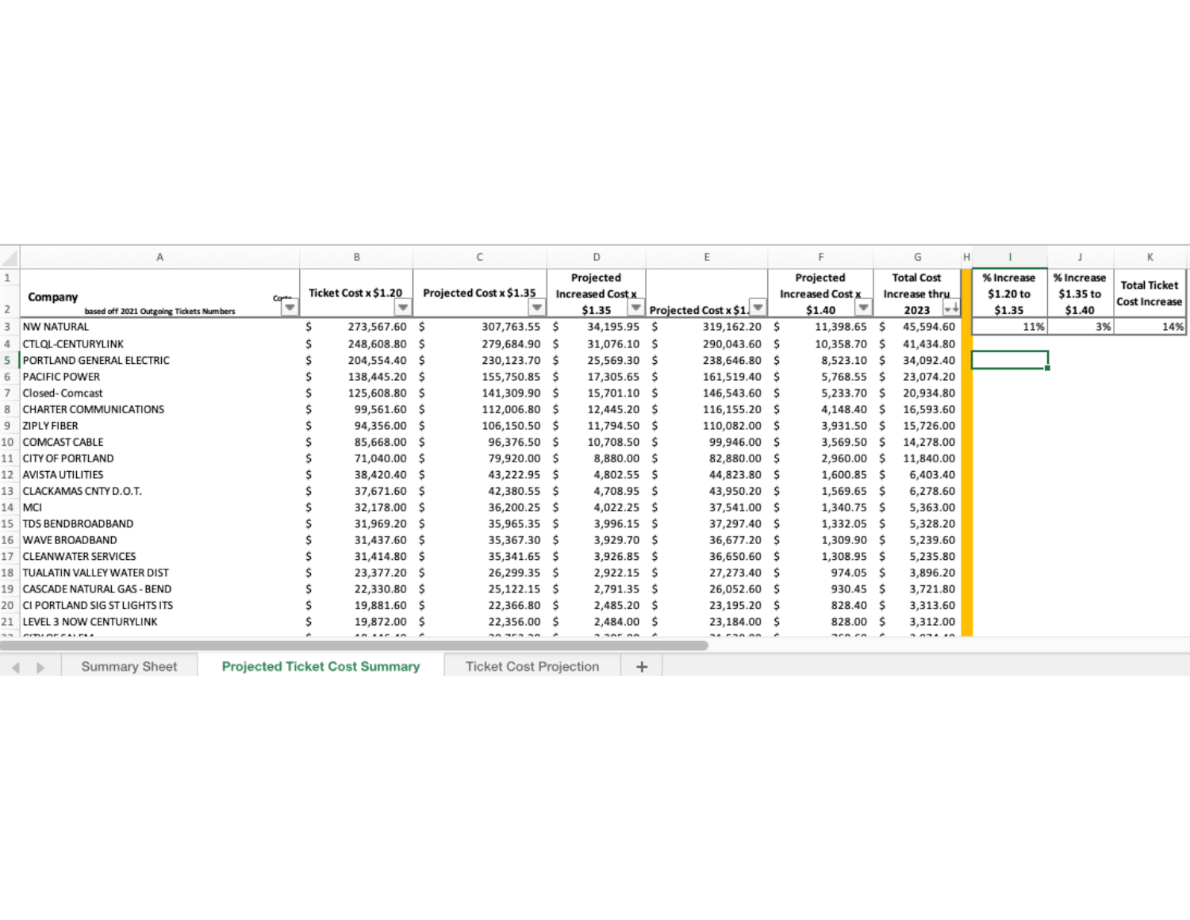| Company<br>based off 2021 Outgoing Tickets Numbers | Ticket Cost x $1.20 | Projected Cost x $1.35 | Projected Increased Cost x $1.35 | Projected Cost x $1. | Projected Increased Cost x $1.40 | Total Cost Increase thru 2023 |
|---|---|---|---|---|---|---|
| NW NATURAL | $ 273,567.60 | $ 307,763.55 | $ 34,195.95 | $ 319,162.20 | $ 11,398.65 | $ 45,594.60 |
| CTLQL-CENTURYLINK | $ 248,608.80 | $ 279,684.90 | $ 31,076.10 | $ 290,043.60 | $ 10,358.70 | $ 41,434.80 |
| PORTLAND GENERAL ELECTRIC | $ 204,554.40 | $ 230,123.70 | $ 25,569.30 | $ 238,646.80 | $ 8,523.10 | $ 34,092.40 |
| PACIFIC POWER | $ 138,445.20 | $ 155,750.85 | $ 17,305.65 | $ 161,519.40 | $ 5,768.55 | $ 23,074.20 |
| Closed- Comcast | $ 125,608.80 | $ 141,309.90 | $ 15,701.10 | $ 146,543.60 | $ 5,233.70 | $ 20,934.80 |
| CHARTER COMMUNICATIONS | $ 99,561.60 | $ 112,006.80 | $ 12,445.20 | $ 116,155.20 | $ 4,148.40 | $ 16,593.60 |
| ZIPLY FIBER | $ 94,356.00 | $ 106,150.50 | $ 11,794.50 | $ 110,082.00 | $ 3,931.50 | $ 15,726.00 |
| COMCAST CABLE | $ 85,668.00 | $ 96,376.50 | $ 10,708.50 | $ 99,946.00 | $ 3,569.50 | $ 14,278.00 |
| CITY OF PORTLAND | $ 71,040.00 | $ 79,920.00 | $ 8,880.00 | $ 82,880.00 | $ 2,960.00 | $ 11,840.00 |
| AVISTA UTILITIES | $ 38,420.40 | $ 43,222.95 | $ 4,802.55 | $ 44,823.80 | $ 1,600.85 | $ 6,403.40 |
| CLACKAMAS CNTY D.O.T. | $ 37,671.60 | $ 42,380.55 | $ 4,708.95 | $ 43,950.20 | $ 1,569.65 | $ 6,278.60 |
| MCI | $ 32,178.00 | $ 36,200.25 | $ 4,022.25 | $ 37,541.00 | $ 1,340.75 | $ 5,363.00 |
| TDS BENDBROADBAND | $ 31,969.20 | $ 35,965.35 | $ 3,996.15 | $ 37,297.40 | $ 1,332.05 | $ 5,328.20 |
| WAVE BROADBAND | $ 31,437.60 | $ 35,367.30 | $ 3,929.70 | $ 36,677.20 | $ 1,309.90 | $ 5,239.60 |
| CLEANWATER SERVICES | $ 31,414.80 | $ 35,341.65 | $ 3,926.85 | $ 36,650.60 | $ 1,308.95 | $ 5,235.80 |
| TUALATIN VALLEY WATER DIST | $ 23,377.20 | $ 26,299.35 | $ 2,922.15 | $ 27,273.40 | $ 974.05 | $ 3,896.20 |
| CASCADE NATURAL GAS - BEND | $ 22,330.80 | $ 25,122.15 | $ 2,791.35 | $ 26,052.60 | $ 930.45 | $ 3,721.80 |
| CI PORTLAND SIG ST LIGHTS ITS | $ 19,881.60 | $ 22,366.80 | $ 2,485.20 | $ 23,195.20 | $ 828.40 | $ 3,313.60 |
| LEVEL 3 NOW CENTURYLINK | $ 19,872.00 | $ 22,356.00 | $ 2,484.00 | $ 23,184.00 | $ 828.00 | $ 3,312.00 |

| % Increase $1.20 to $1.35 | % Increase $1.35 to $1.40 | Total Ticket Cost Increase |
|---|---|---|
| 11% | 3% | 14% |

Summary Sheet | Projected Ticket Cost Summary | Ticket Cost Projection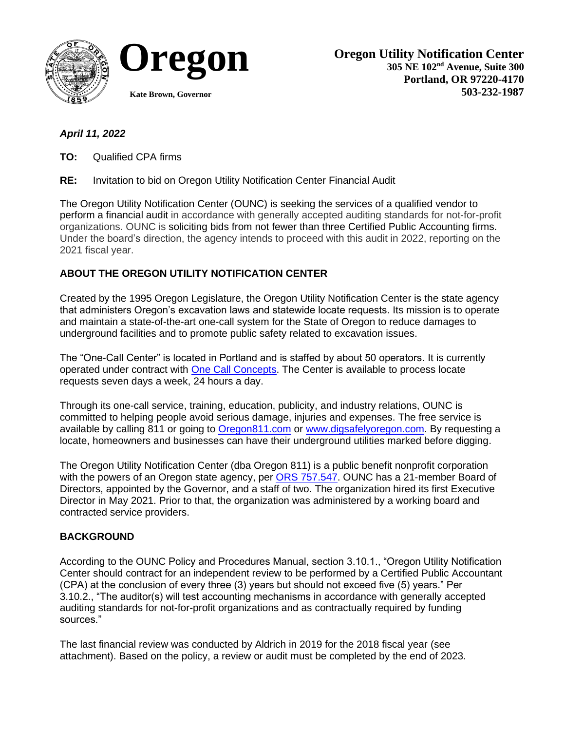# Oregon

Kate Brown, Governor

**Oregon Utility Notification Center**
**305 NE 102nd Avenue, Suite 300**
**Portland, OR 97220-4170**
**503-232-1987**

***April 11, 2022***

**TO:** Qualified CPA firms

**RE:** Invitation to bid on Oregon Utility Notification Center Financial Audit

The Oregon Utility Notification Center (OUNC) is seeking the services of a qualified vendor to perform a financial audit in accordance with generally accepted auditing standards for not-for-profit organizations. OUNC is soliciting bids from not fewer than three Certified Public Accounting firms. Under the board's direction, the agency intends to proceed with this audit in 2022, reporting on the 2021 fiscal year.

**ABOUT THE OREGON UTILITY NOTIFICATION CENTER**

Created by the 1995 Oregon Legislature, the Oregon Utility Notification Center is the state agency that administers Oregon's excavation laws and statewide locate requests. Its mission is to operate and maintain a state-of-the-art one-call system for the State of Oregon to reduce damages to underground facilities and to promote public safety related to excavation issues.

The "One-Call Center" is located in Portland and is staffed by about 50 operators. It is currently operated under contract with One Call Concepts. The Center is available to process locate requests seven days a week, 24 hours a day.

Through its one-call service, training, education, publicity, and industry relations, OUNC is committed to helping people avoid serious damage, injuries and expenses. The free service is available by calling 811 or going to Oregon811.com or www.digsafelyoregon.com. By requesting a locate, homeowners and businesses can have their underground utilities marked before digging.

The Oregon Utility Notification Center (dba Oregon 811) is a public benefit nonprofit corporation with the powers of an Oregon state agency, per ORS 757.547. OUNC has a 21-member Board of Directors, appointed by the Governor, and a staff of two. The organization hired its first Executive Director in May 2021. Prior to that, the organization was administered by a working board and contracted service providers.

**BACKGROUND**

According to the OUNC Policy and Procedures Manual, section 3.10.1., "Oregon Utility Notification Center should contract for an independent review to be performed by a Certified Public Accountant (CPA) at the conclusion of every three (3) years but should not exceed five (5) years." Per 3.10.2., "The auditor(s) will test accounting mechanisms in accordance with generally accepted auditing standards for not-for-profit organizations and as contractually required by funding sources."

The last financial review was conducted by Aldrich in 2019 for the 2018 fiscal year (see attachment). Based on the policy, a review or audit must be completed by the end of 2023.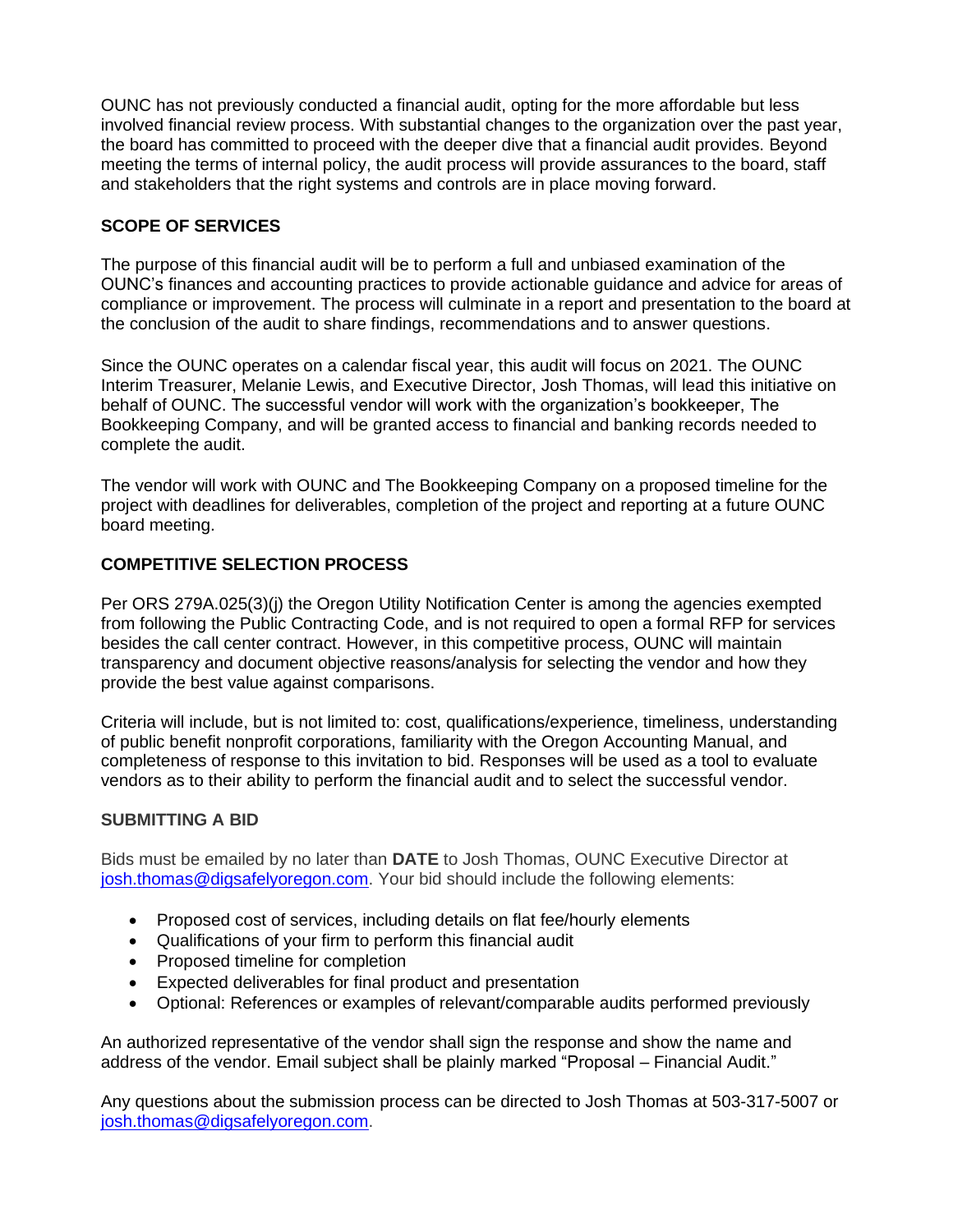OUNC has not previously conducted a financial audit, opting for the more affordable but less involved financial review process. With substantial changes to the organization over the past year, the board has committed to proceed with the deeper dive that a financial audit provides. Beyond meeting the terms of internal policy, the audit process will provide assurances to the board, staff and stakeholders that the right systems and controls are in place moving forward.

## SCOPE OF SERVICES

The purpose of this financial audit will be to perform a full and unbiased examination of the OUNC's finances and accounting practices to provide actionable guidance and advice for areas of compliance or improvement. The process will culminate in a report and presentation to the board at the conclusion of the audit to share findings, recommendations and to answer questions.

Since the OUNC operates on a calendar fiscal year, this audit will focus on 2021. The OUNC Interim Treasurer, Melanie Lewis, and Executive Director, Josh Thomas, will lead this initiative on behalf of OUNC. The successful vendor will work with the organization's bookkeeper, The Bookkeeping Company, and will be granted access to financial and banking records needed to complete the audit.

The vendor will work with OUNC and The Bookkeeping Company on a proposed timeline for the project with deadlines for deliverables, completion of the project and reporting at a future OUNC board meeting.

## COMPETITIVE SELECTION PROCESS

Per ORS 279A.025(3)(j) the Oregon Utility Notification Center is among the agencies exempted from following the Public Contracting Code, and is not required to open a formal RFP for services besides the call center contract. However, in this competitive process, OUNC will maintain transparency and document objective reasons/analysis for selecting the vendor and how they provide the best value against comparisons.

Criteria will include, but is not limited to: cost, qualifications/experience, timeliness, understanding of public benefit nonprofit corporations, familiarity with the Oregon Accounting Manual, and completeness of response to this invitation to bid. Responses will be used as a tool to evaluate vendors as to their ability to perform the financial audit and to select the successful vendor.

## SUBMITTING A BID

Bids must be emailed by no later than **DATE** to Josh Thomas, OUNC Executive Director at josh.thomas@digsafelyoregon.com. Your bid should include the following elements:

- Proposed cost of services, including details on flat fee/hourly elements
- Qualifications of your firm to perform this financial audit
- Proposed timeline for completion
- Expected deliverables for final product and presentation
- Optional: References or examples of relevant/comparable audits performed previously

An authorized representative of the vendor shall sign the response and show the name and address of the vendor. Email subject shall be plainly marked "Proposal – Financial Audit."

Any questions about the submission process can be directed to Josh Thomas at 503-317-5007 or josh.thomas@digsafelyoregon.com.